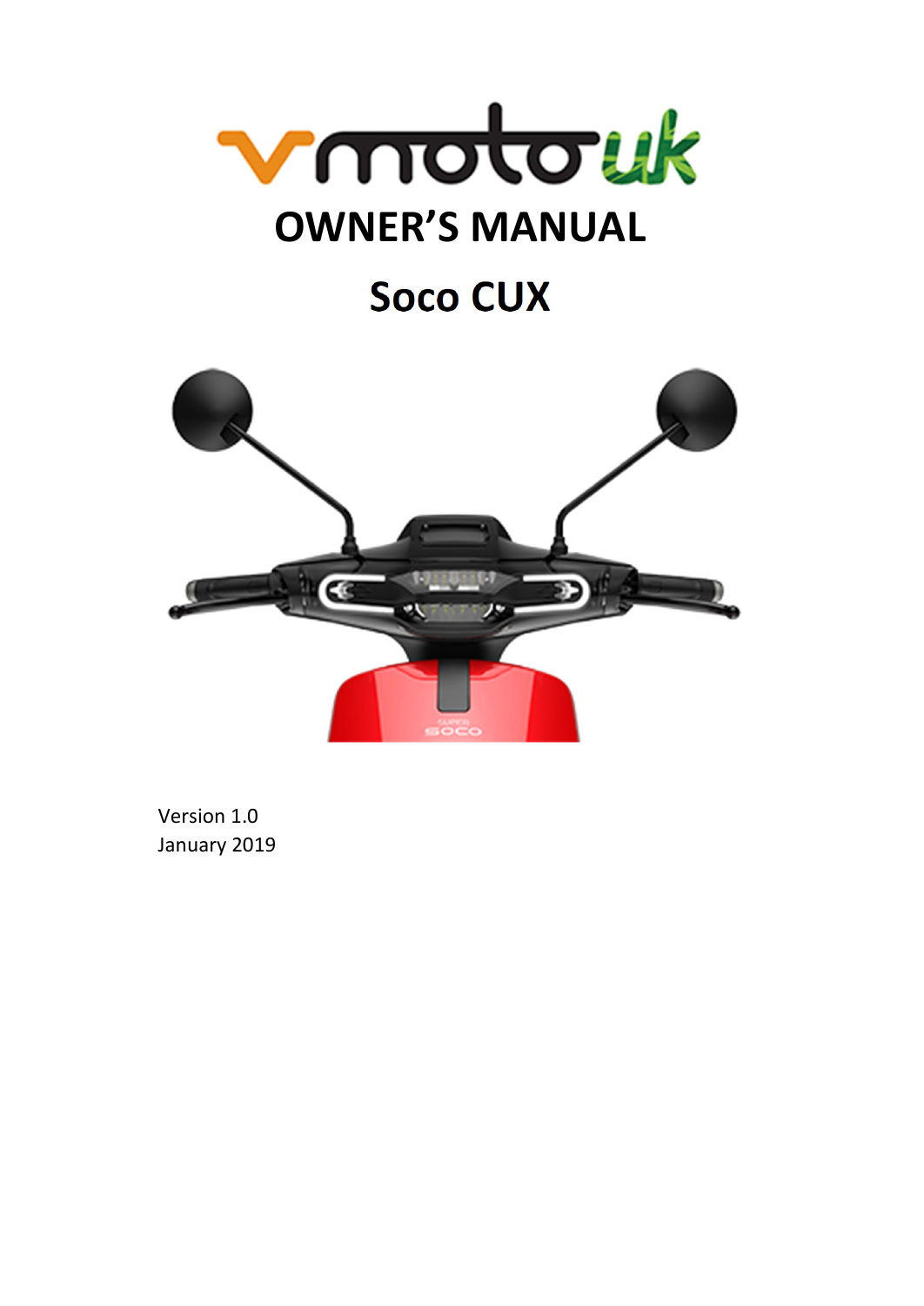vmoto uk

# OWNER'S MANUAL

## Soco CUX

Version 1.0
January 2019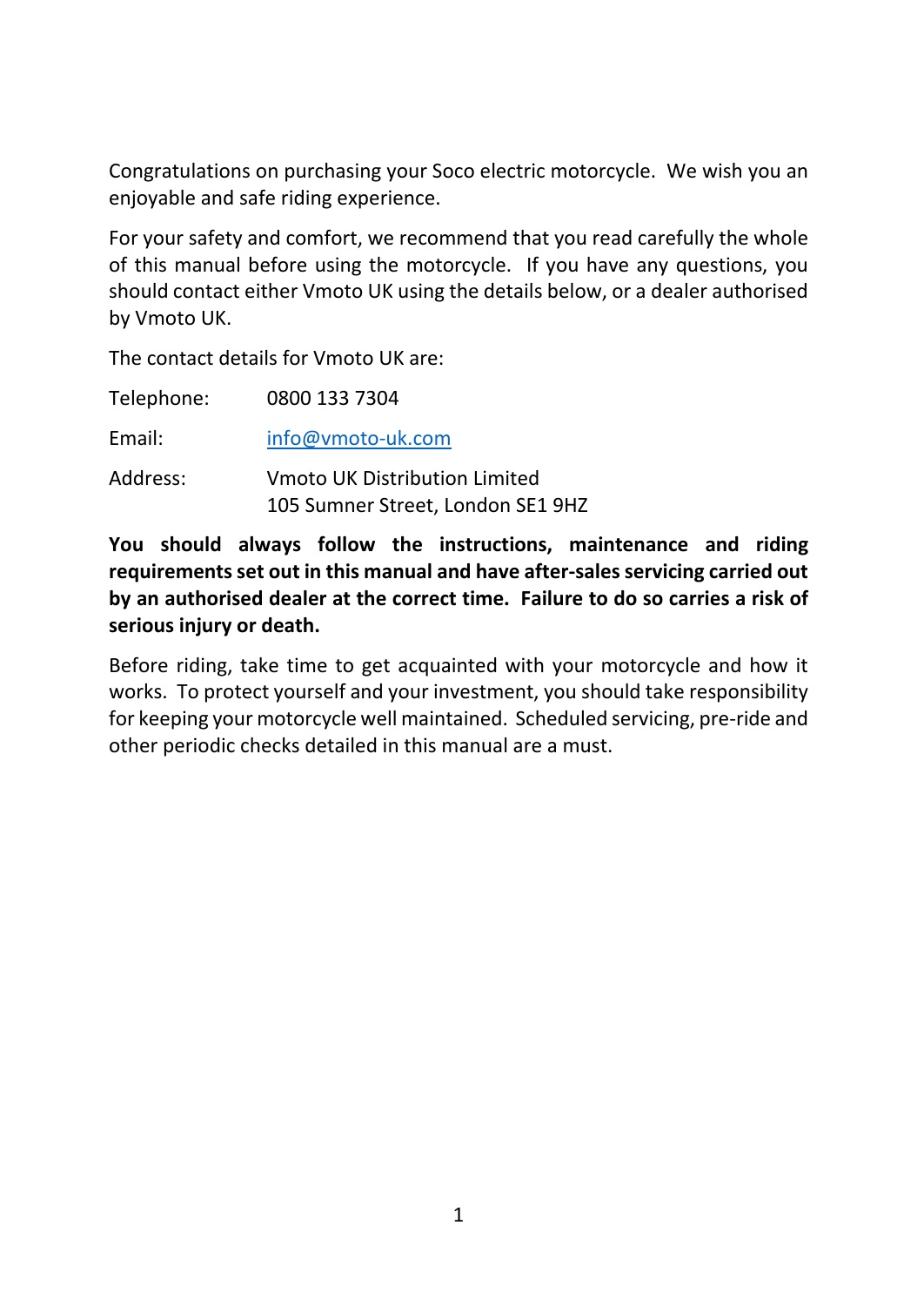Congratulations on purchasing your Soco electric motorcycle. We wish you an enjoyable and safe riding experience.

For your safety and comfort, we recommend that you read carefully the whole of this manual before using the motorcycle. If you have any questions, you should contact either Vmoto UK using the details below, or a dealer authorised by Vmoto UK.

The contact details for Vmoto UK are:

Telephone: 0800 133 7304

Email: info@vmoto-uk.com

Address: Vmoto UK Distribution Limited
105 Sumner Street, London SE1 9HZ

**You should always follow the instructions, maintenance and riding requirements set out in this manual and have after-sales servicing carried out by an authorised dealer at the correct time. Failure to do so carries a risk of serious injury or death.**

Before riding, take time to get acquainted with your motorcycle and how it works. To protect yourself and your investment, you should take responsibility for keeping your motorcycle well maintained. Scheduled servicing, pre-ride and other periodic checks detailed in this manual are a must.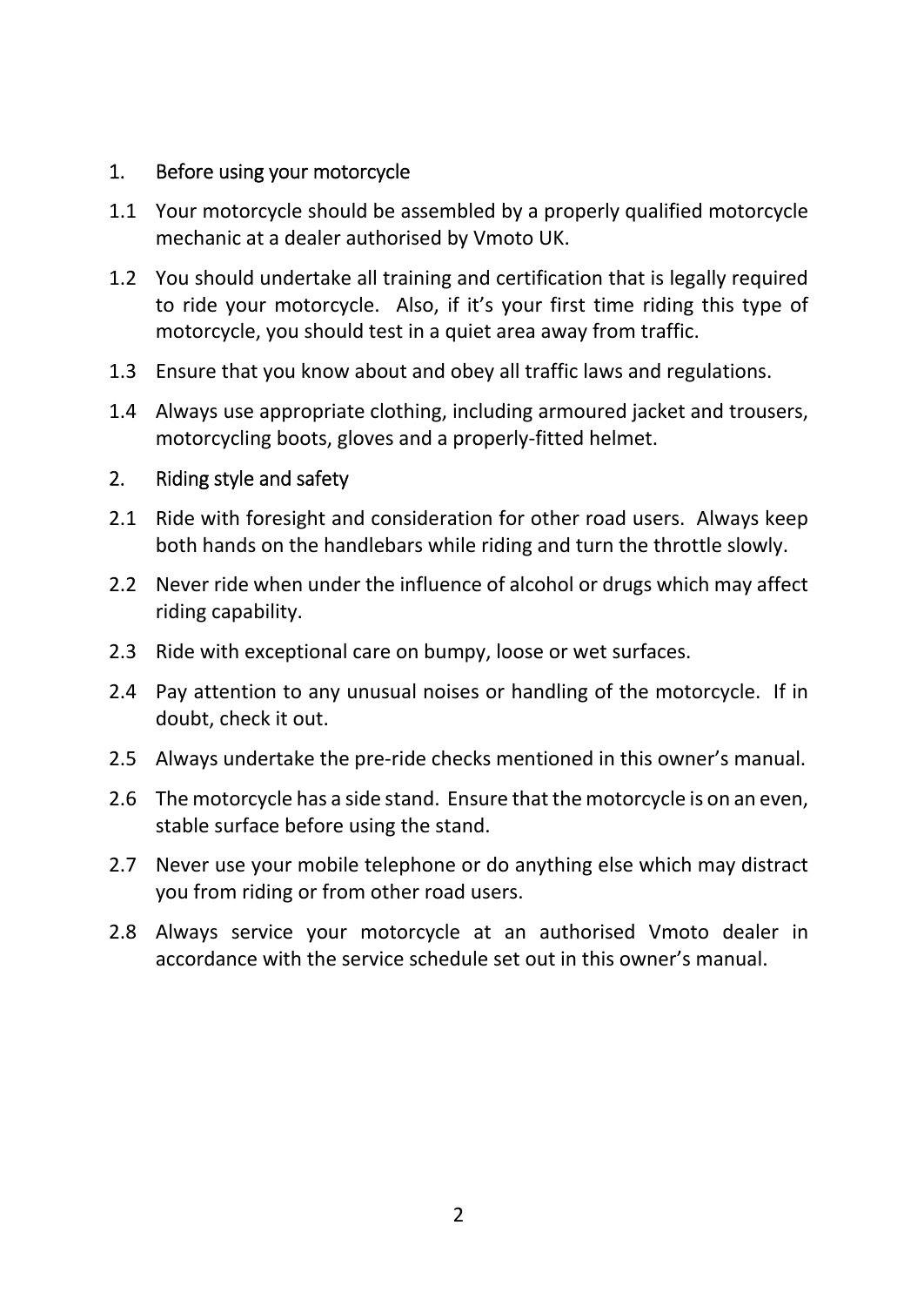## 1. Before using your motorcycle

1.1 Your motorcycle should be assembled by a properly qualified motorcycle mechanic at a dealer authorised by Vmoto UK.

1.2 You should undertake all training and certification that is legally required to ride your motorcycle. Also, if it's your first time riding this type of motorcycle, you should test in a quiet area away from traffic.

1.3 Ensure that you know about and obey all traffic laws and regulations.

1.4 Always use appropriate clothing, including armoured jacket and trousers, motorcycling boots, gloves and a properly-fitted helmet.

## 2. Riding style and safety

2.1 Ride with foresight and consideration for other road users. Always keep both hands on the handlebars while riding and turn the throttle slowly.

2.2 Never ride when under the influence of alcohol or drugs which may affect riding capability.

2.3 Ride with exceptional care on bumpy, loose or wet surfaces.

2.4 Pay attention to any unusual noises or handling of the motorcycle. If in doubt, check it out.

2.5 Always undertake the pre-ride checks mentioned in this owner's manual.

2.6 The motorcycle has a side stand. Ensure that the motorcycle is on an even, stable surface before using the stand.

2.7 Never use your mobile telephone or do anything else which may distract you from riding or from other road users.

2.8 Always service your motorcycle at an authorised Vmoto dealer in accordance with the service schedule set out in this owner's manual.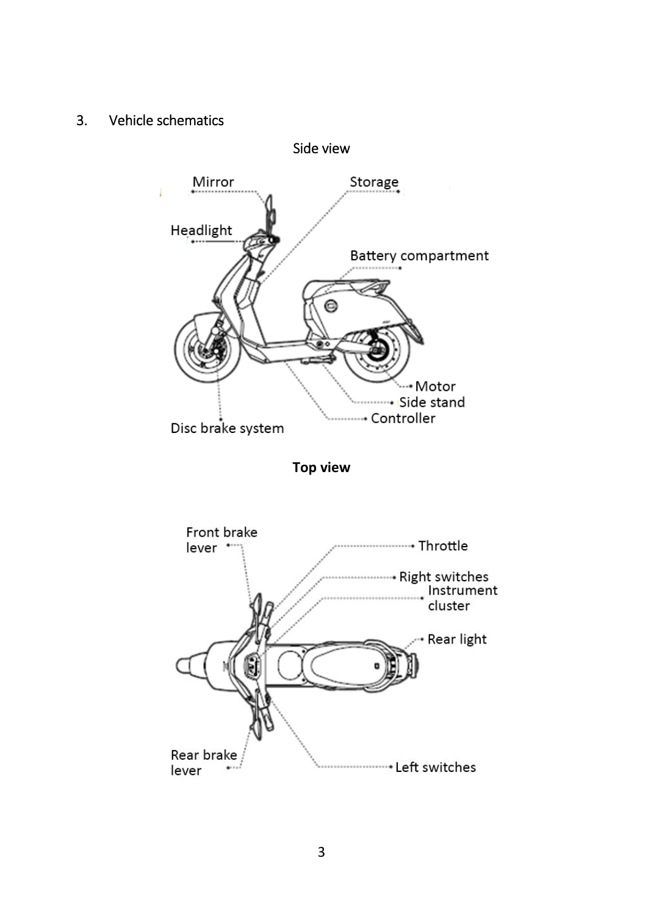## 3. Vehicle schematics

Side view

Mirror

Storage

Headlight

Battery compartment

Motor

Side stand

Controller

Disc brake system

**Top view**

Front brake lever

Throttle

Right switches

Instrument cluster

Rear light

Rear brake lever

Left switches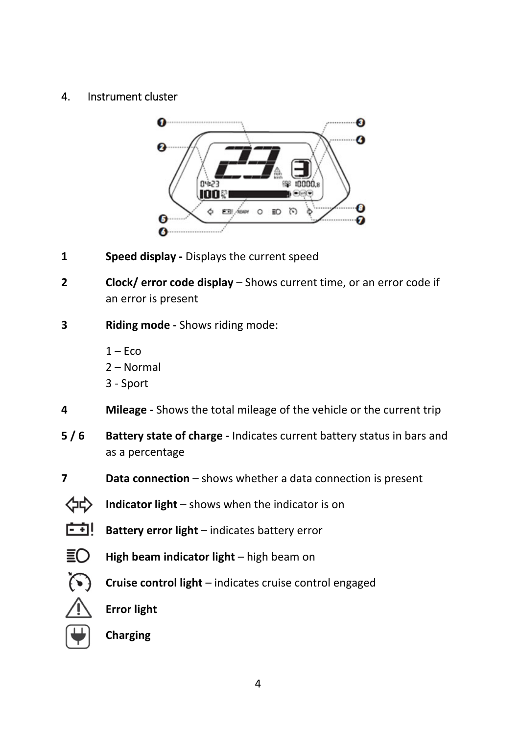## 4. Instrument cluster

| | |
|---|---|
| **1** | **Speed display -** Displays the current speed |
| **2** | **Clock/ error code display** – Shows current time, or an error code if an error is present |
| **3** | **Riding mode -** Shows riding mode:<br>1 – Eco<br>2 – Normal<br>3 - Sport |
| **4** | **Mileage -** Shows the total mileage of the vehicle or the current trip |
| **5 / 6** | **Battery state of charge -** Indicates current battery status in bars and as a percentage |
| **7** | **Data connection** – shows whether a data connection is present |

- **Indicator light** – shows when the indicator is on
- **Battery error light** – indicates battery error
- **High beam indicator light** – high beam on
- **Cruise control light** – indicates cruise control engaged
- **Error light**
- **Charging**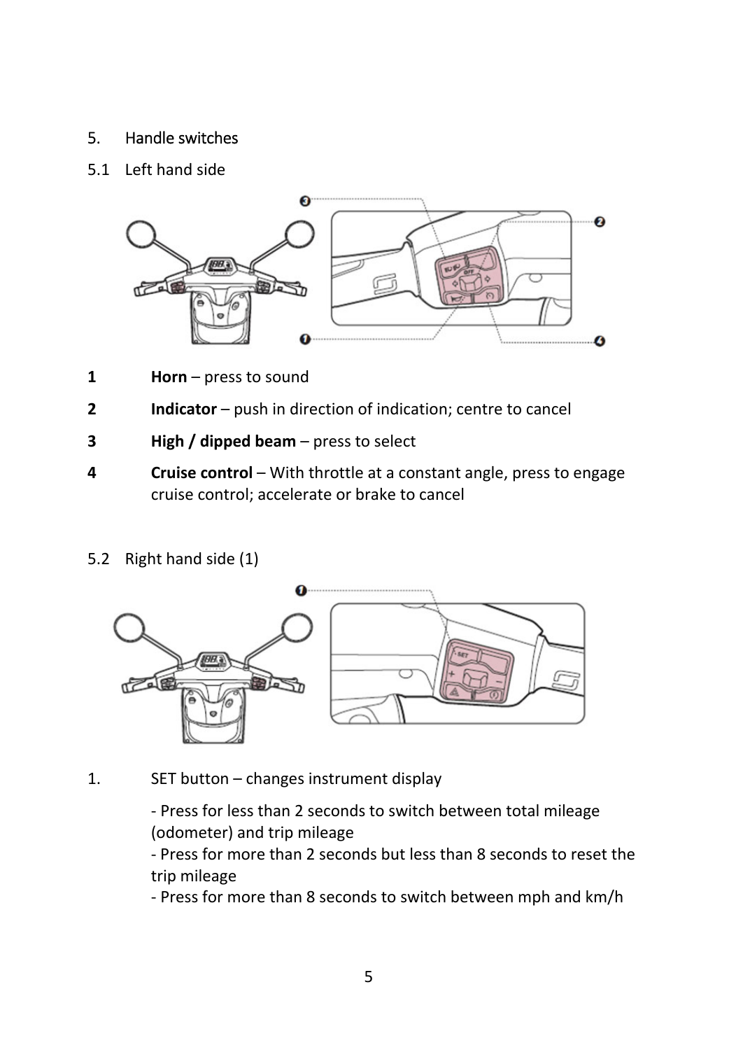## 5. Handle switches

### 5.1 Left hand side

| | |
|---|---|
| **1** | **Horn** – press to sound |
| **2** | **Indicator** – push in direction of indication; centre to cancel |
| **3** | **High / dipped beam** – press to select |
| **4** | **Cruise control** – With throttle at a constant angle, press to engage cruise control; accelerate or brake to cancel |

### 5.2 Right hand side (1)

1. SET button – changes instrument display

   - Press for less than 2 seconds to switch between total mileage (odometer) and trip mileage
   - Press for more than 2 seconds but less than 8 seconds to reset the trip mileage
   - Press for more than 8 seconds to switch between mph and km/h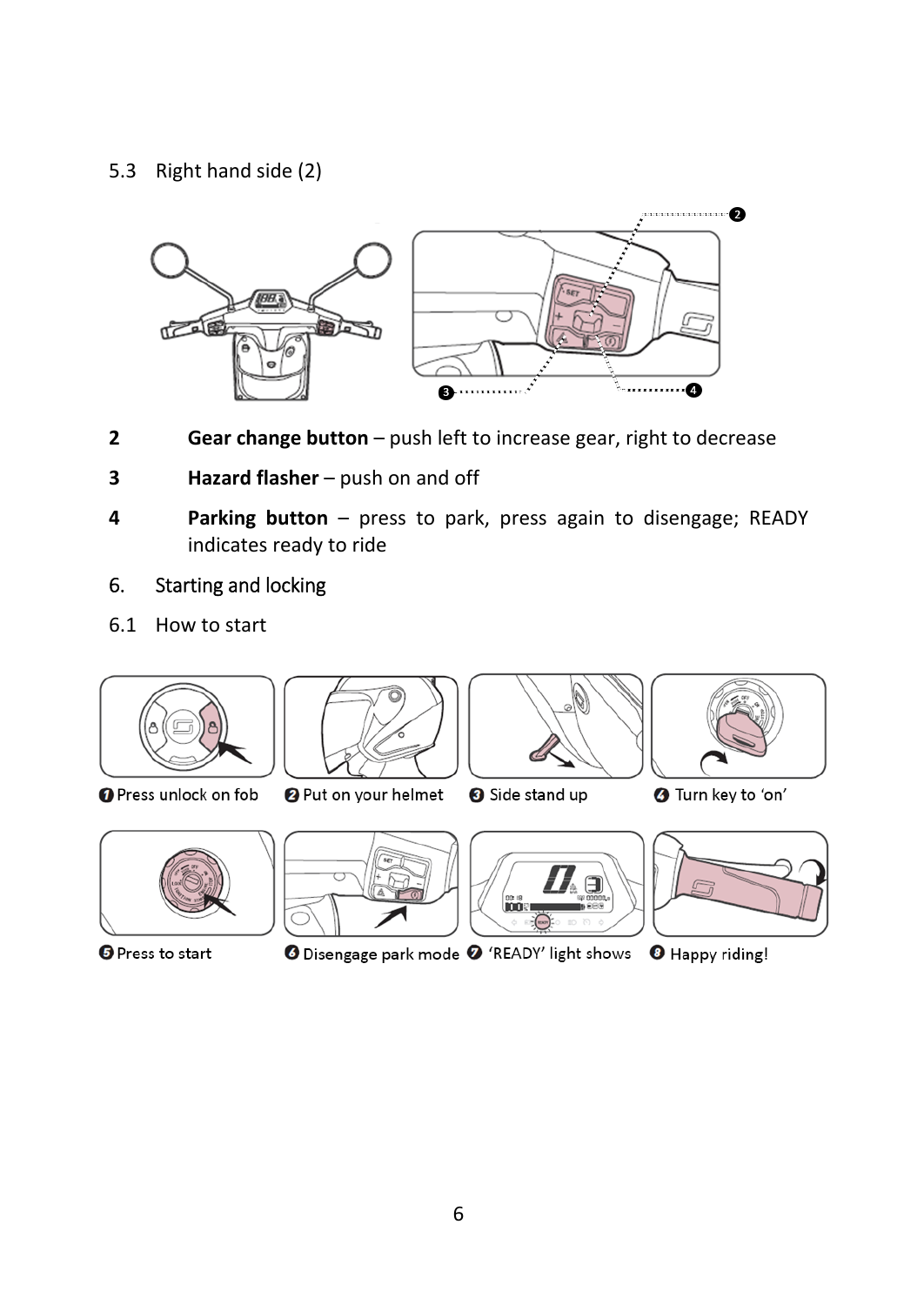5.3 Right hand side (2)

**2** **Gear change button** – push left to increase gear, right to decrease

**3** **Hazard flasher** – push on and off

**4** **Parking button** – press to park, press again to disengage; READY indicates ready to ride

## 6. Starting and locking

### 6.1 How to start

1. Press unlock on fob
2. Put on your helmet
3. Side stand up
4. Turn key to 'on'
5. Press to start
6. Disengage park mode
7. 'READY' light shows
8. Happy riding!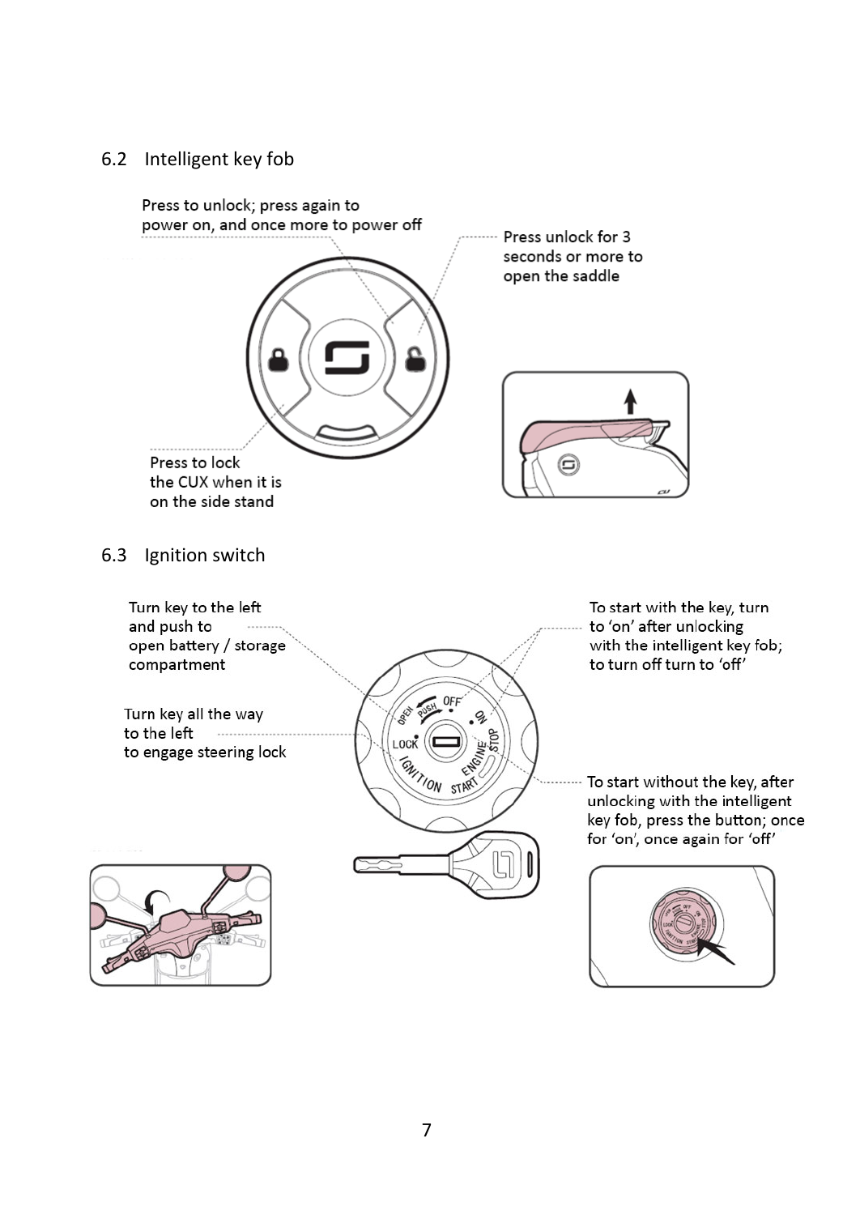## 6.2 Intelligent key fob

Press to unlock; press again to power on, and once more to power off

Press unlock for 3 seconds or more to open the saddle

Press to lock the CUX when it is on the side stand

## 6.3 Ignition switch

Turn key to the left and push to open battery / storage compartment

Turn key all the way to the left to engage steering lock

To start with the key, turn to 'on' after unlocking with the intelligent key fob; to turn off turn to 'off'

To start without the key, after unlocking with the intelligent key fob, press the button; once for 'on', once again for 'off'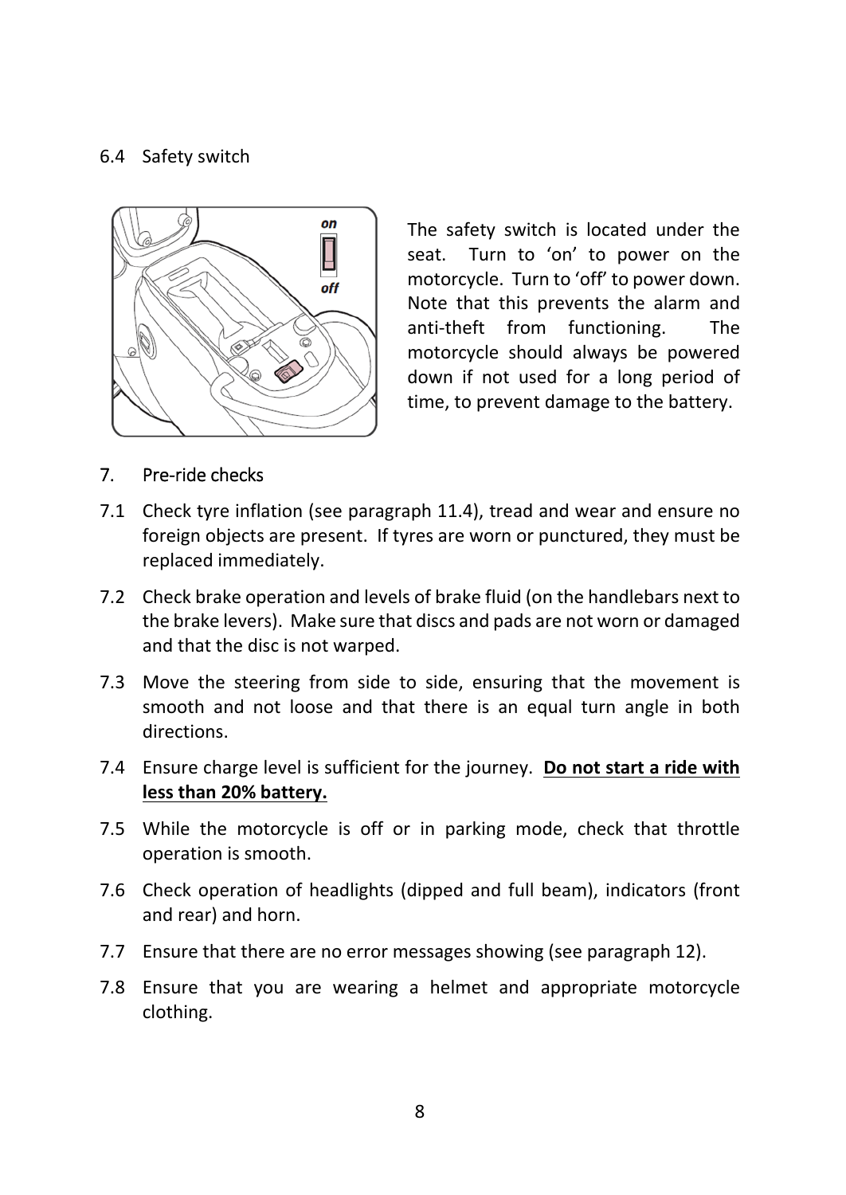### 6.4 Safety switch

The safety switch is located under the seat. Turn to 'on' to power on the motorcycle. Turn to 'off' to power down. Note that this prevents the alarm and anti-theft from functioning. The motorcycle should always be powered down if not used for a long period of time, to prevent damage to the battery.

## 7. Pre-ride checks

7.1 Check tyre inflation (see paragraph 11.4), tread and wear and ensure no foreign objects are present. If tyres are worn or punctured, they must be replaced immediately.

7.2 Check brake operation and levels of brake fluid (on the handlebars next to the brake levers). Make sure that discs and pads are not worn or damaged and that the disc is not warped.

7.3 Move the steering from side to side, ensuring that the movement is smooth and not loose and that there is an equal turn angle in both directions.

7.4 Ensure charge level is sufficient for the journey. **<u>Do not start a ride with less than 20% battery.</u>**

7.5 While the motorcycle is off or in parking mode, check that throttle operation is smooth.

7.6 Check operation of headlights (dipped and full beam), indicators (front and rear) and horn.

7.7 Ensure that there are no error messages showing (see paragraph 12).

7.8 Ensure that you are wearing a helmet and appropriate motorcycle clothing.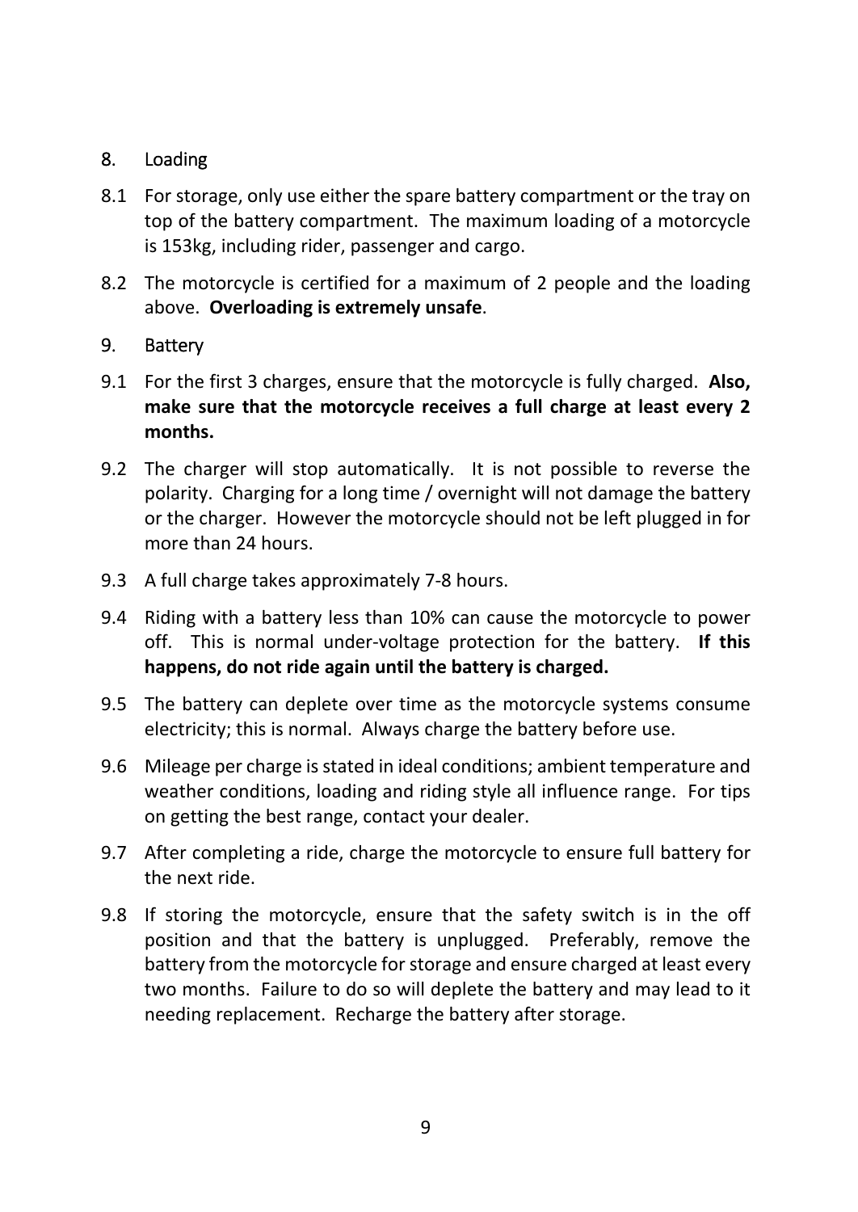## 8. Loading

8.1 For storage, only use either the spare battery compartment or the tray on top of the battery compartment. The maximum loading of a motorcycle is 153kg, including rider, passenger and cargo.

8.2 The motorcycle is certified for a maximum of 2 people and the loading above. **Overloading is extremely unsafe**.

## 9. Battery

9.1 For the first 3 charges, ensure that the motorcycle is fully charged. **Also, make sure that the motorcycle receives a full charge at least every 2 months.**

9.2 The charger will stop automatically. It is not possible to reverse the polarity. Charging for a long time / overnight will not damage the battery or the charger. However the motorcycle should not be left plugged in for more than 24 hours.

9.3 A full charge takes approximately 7-8 hours.

9.4 Riding with a battery less than 10% can cause the motorcycle to power off. This is normal under-voltage protection for the battery. **If this happens, do not ride again until the battery is charged.**

9.5 The battery can deplete over time as the motorcycle systems consume electricity; this is normal. Always charge the battery before use.

9.6 Mileage per charge is stated in ideal conditions; ambient temperature and weather conditions, loading and riding style all influence range. For tips on getting the best range, contact your dealer.

9.7 After completing a ride, charge the motorcycle to ensure full battery for the next ride.

9.8 If storing the motorcycle, ensure that the safety switch is in the off position and that the battery is unplugged. Preferably, remove the battery from the motorcycle for storage and ensure charged at least every two months. Failure to do so will deplete the battery and may lead to it needing replacement. Recharge the battery after storage.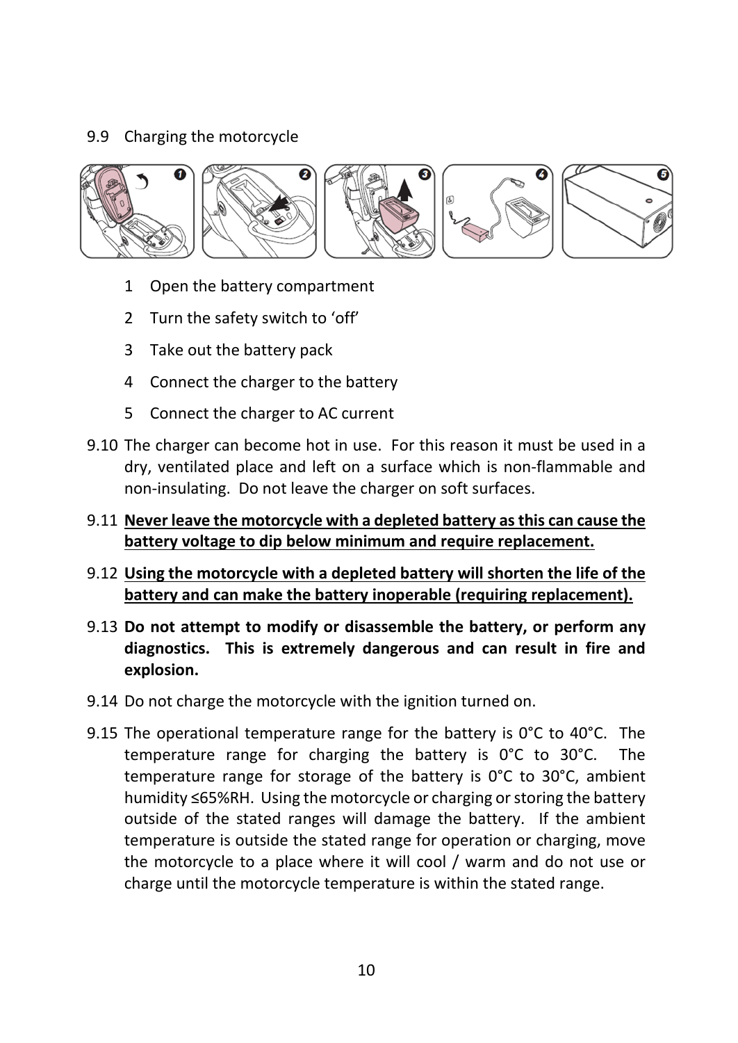9.9 Charging the motorcycle

1. Open the battery compartment
2. Turn the safety switch to 'off'
3. Take out the battery pack
4. Connect the charger to the battery
5. Connect the charger to AC current

9.10 The charger can become hot in use. For this reason it must be used in a dry, ventilated place and left on a surface which is non-flammable and non-insulating. Do not leave the charger on soft surfaces.

9.11 **Never leave the motorcycle with a depleted battery as this can cause the battery voltage to dip below minimum and require replacement.**

9.12 **Using the motorcycle with a depleted battery will shorten the life of the battery and can make the battery inoperable (requiring replacement).**

9.13 **Do not attempt to modify or disassemble the battery, or perform any diagnostics. This is extremely dangerous and can result in fire and explosion.**

9.14 Do not charge the motorcycle with the ignition turned on.

9.15 The operational temperature range for the battery is 0°C to 40°C. The temperature range for charging the battery is 0°C to 30°C. The temperature range for storage of the battery is 0°C to 30°C, ambient humidity ≤65%RH. Using the motorcycle or charging or storing the battery outside of the stated ranges will damage the battery. If the ambient temperature is outside the stated range for operation or charging, move the motorcycle to a place where it will cool / warm and do not use or charge until the motorcycle temperature is within the stated range.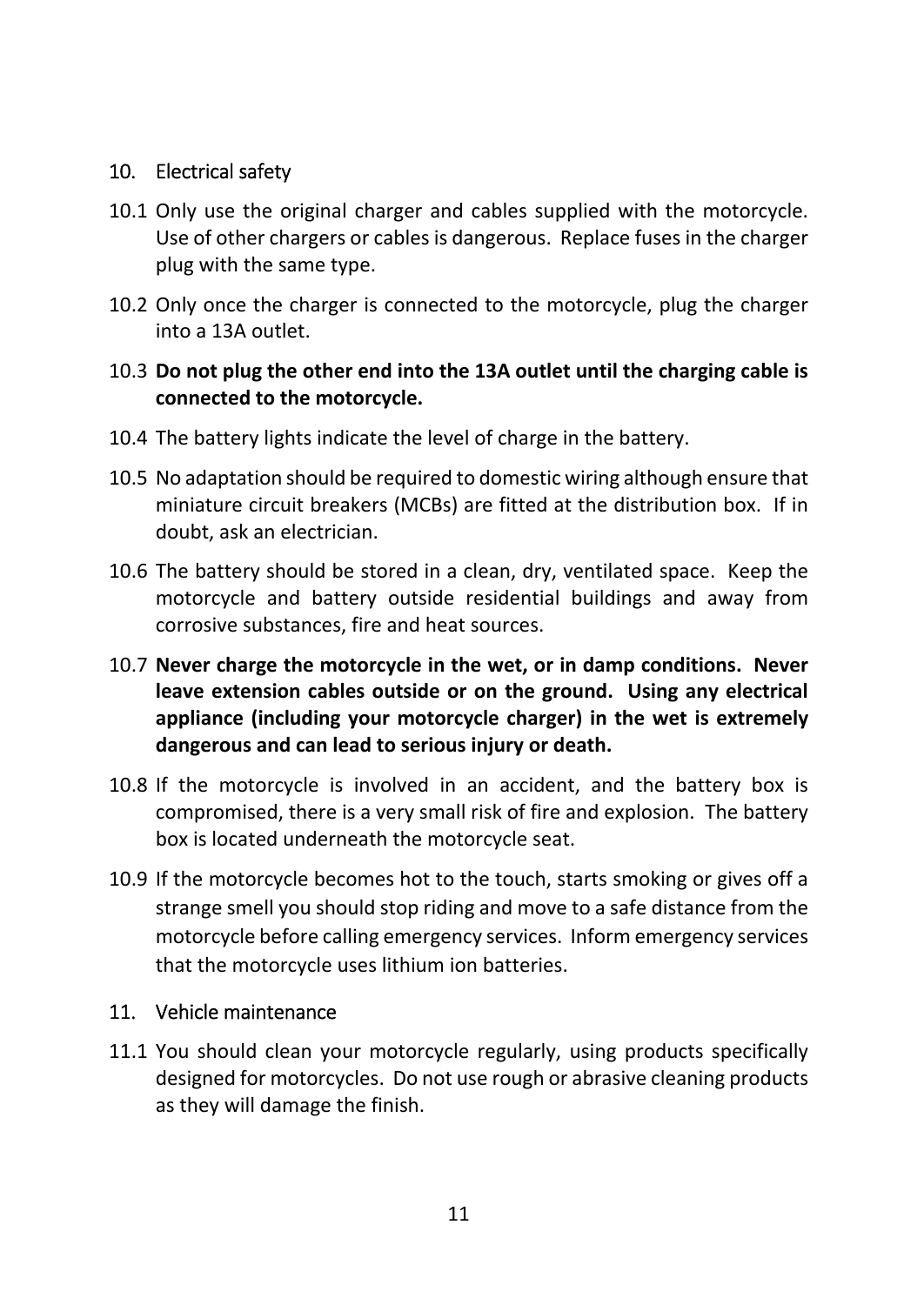## 10. Electrical safety

10.1 Only use the original charger and cables supplied with the motorcycle. Use of other chargers or cables is dangerous. Replace fuses in the charger plug with the same type.

10.2 Only once the charger is connected to the motorcycle, plug the charger into a 13A outlet.

10.3 **Do not plug the other end into the 13A outlet until the charging cable is connected to the motorcycle.**

10.4 The battery lights indicate the level of charge in the battery.

10.5 No adaptation should be required to domestic wiring although ensure that miniature circuit breakers (MCBs) are fitted at the distribution box. If in doubt, ask an electrician.

10.6 The battery should be stored in a clean, dry, ventilated space. Keep the motorcycle and battery outside residential buildings and away from corrosive substances, fire and heat sources.

10.7 **Never charge the motorcycle in the wet, or in damp conditions. Never leave extension cables outside or on the ground. Using any electrical appliance (including your motorcycle charger) in the wet is extremely dangerous and can lead to serious injury or death.**

10.8 If the motorcycle is involved in an accident, and the battery box is compromised, there is a very small risk of fire and explosion. The battery box is located underneath the motorcycle seat.

10.9 If the motorcycle becomes hot to the touch, starts smoking or gives off a strange smell you should stop riding and move to a safe distance from the motorcycle before calling emergency services. Inform emergency services that the motorcycle uses lithium ion batteries.

## 11. Vehicle maintenance

11.1 You should clean your motorcycle regularly, using products specifically designed for motorcycles. Do not use rough or abrasive cleaning products as they will damage the finish.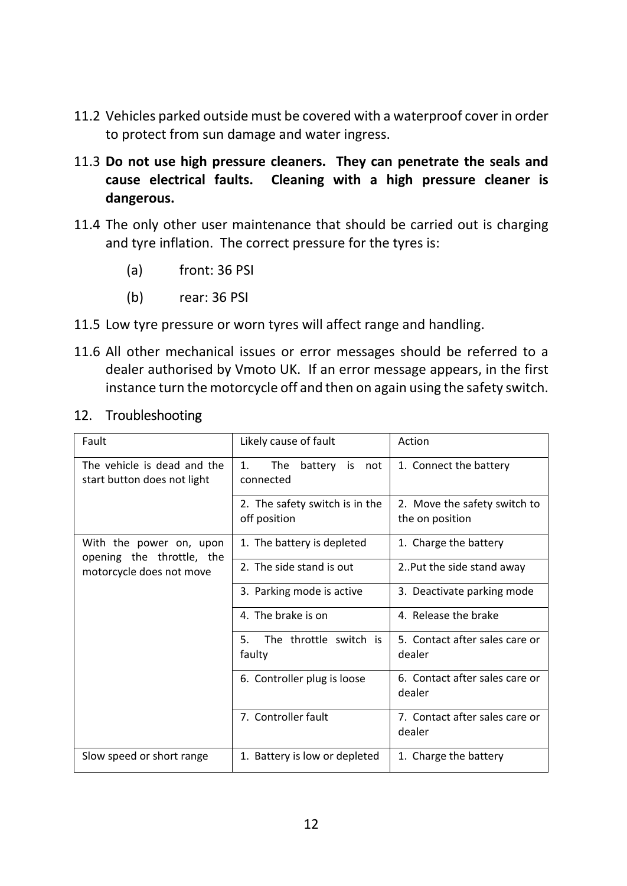11.2 Vehicles parked outside must be covered with a waterproof cover in order to protect from sun damage and water ingress.

11.3 **Do not use high pressure cleaners. They can penetrate the seals and cause electrical faults. Cleaning with a high pressure cleaner is dangerous.**

11.4 The only other user maintenance that should be carried out is charging and tyre inflation. The correct pressure for the tyres is:

(a) front: 36 PSI

(b) rear: 36 PSI

11.5 Low tyre pressure or worn tyres will affect range and handling.

11.6 All other mechanical issues or error messages should be referred to a dealer authorised by Vmoto UK. If an error message appears, in the first instance turn the motorcycle off and then on again using the safety switch.

## 12. Troubleshooting

| Fault | Likely cause of fault | Action |
|---|---|---|
| The vehicle is dead and the start button does not light | 1. The battery is not connected | 1. Connect the battery |
| | 2. The safety switch is in the off position | 2. Move the safety switch to the on position |
| With the power on, upon opening the throttle, the motorcycle does not move | 1. The battery is depleted | 1. Charge the battery |
| | 2. The side stand is out | 2..Put the side stand away |
| | 3. Parking mode is active | 3. Deactivate parking mode |
| | 4. The brake is on | 4. Release the brake |
| | 5. The throttle switch is faulty | 5. Contact after sales care or dealer |
| | 6. Controller plug is loose | 6. Contact after sales care or dealer |
| | 7. Controller fault | 7. Contact after sales care or dealer |
| Slow speed or short range | 1. Battery is low or depleted | 1. Charge the battery |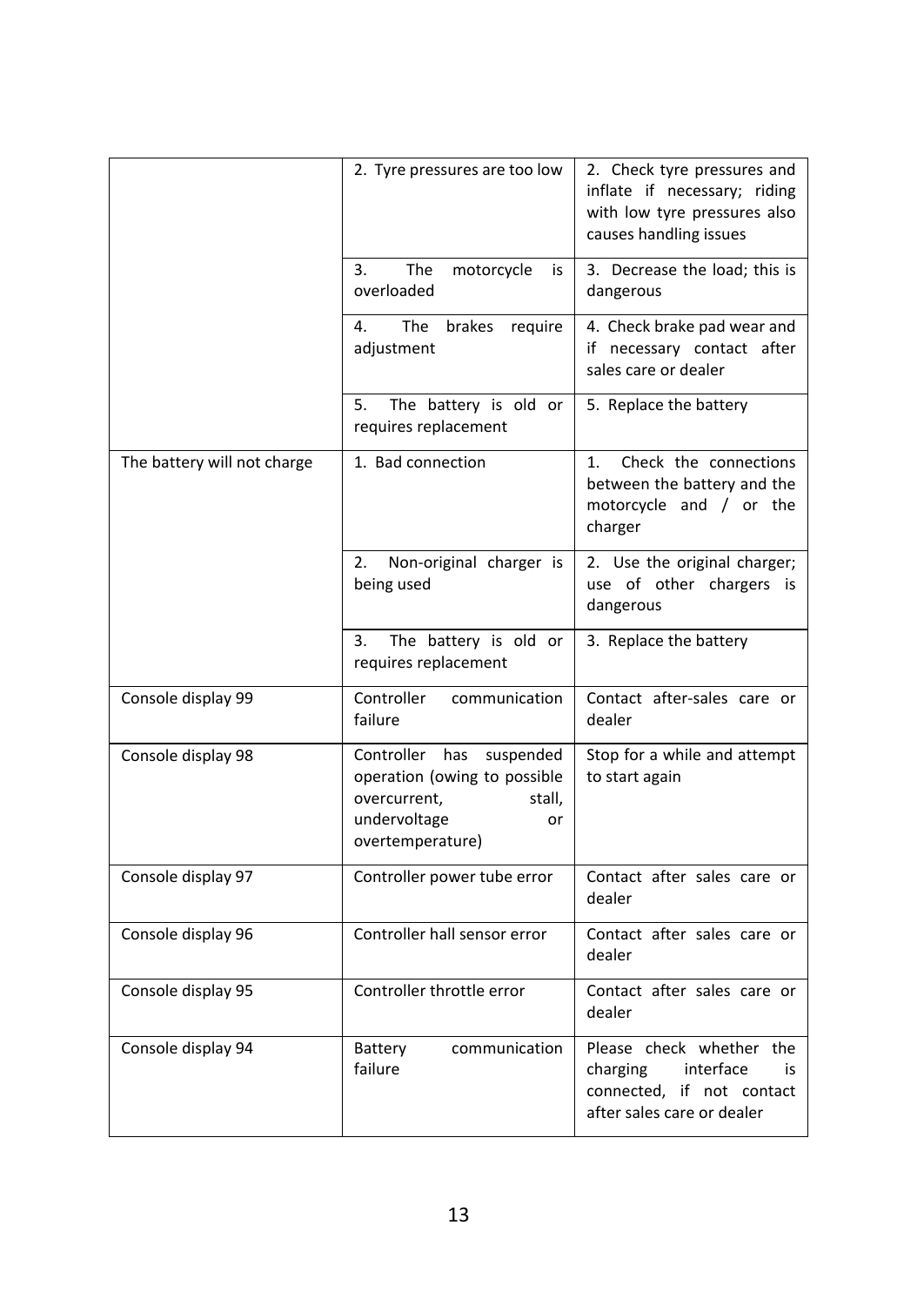| | | |
|---|---|---|
| | 2. Tyre pressures are too low | 2. Check tyre pressures and inflate if necessary; riding with low tyre pressures also causes handling issues |
| | 3. The motorcycle is overloaded | 3. Decrease the load; this is dangerous |
| | 4. The brakes require adjustment | 4. Check brake pad wear and if necessary contact after sales care or dealer |
| | 5. The battery is old or requires replacement | 5. Replace the battery |
| The battery will not charge | 1. Bad connection | 1. Check the connections between the battery and the motorcycle and / or the charger |
| | 2. Non-original charger is being used | 2. Use the original charger; use of other chargers is dangerous |
| | 3. The battery is old or requires replacement | 3. Replace the battery |
| Console display 99 | Controller communication failure | Contact after-sales care or dealer |
| Console display 98 | Controller has suspended operation (owing to possible overcurrent, stall, undervoltage or overtemperature) | Stop for a while and attempt to start again |
| Console display 97 | Controller power tube error | Contact after sales care or dealer |
| Console display 96 | Controller hall sensor error | Contact after sales care or dealer |
| Console display 95 | Controller throttle error | Contact after sales care or dealer |
| Console display 94 | Battery communication failure | Please check whether the charging interface is connected, if not contact after sales care or dealer |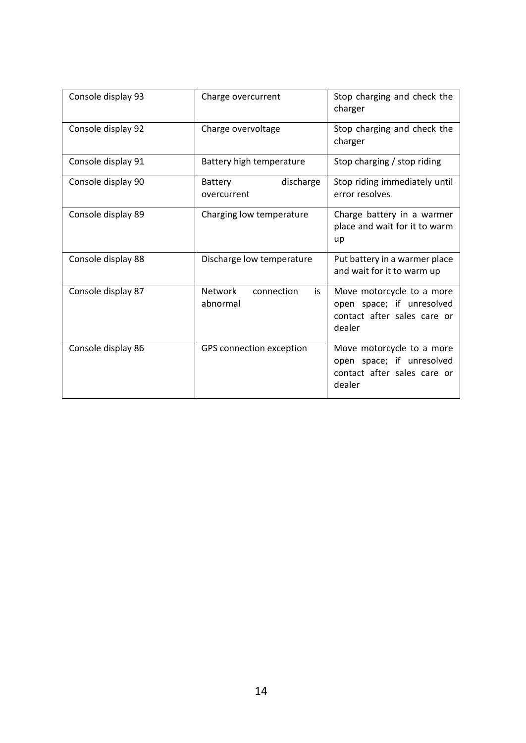| Console display 93 | Charge overcurrent | Stop charging and check the charger |
|---|---|---|
| Console display 92 | Charge overvoltage | Stop charging and check the charger |
| Console display 91 | Battery high temperature | Stop charging / stop riding |
| Console display 90 | Battery discharge overcurrent | Stop riding immediately until error resolves |
| Console display 89 | Charging low temperature | Charge battery in a warmer place and wait for it to warm up |
| Console display 88 | Discharge low temperature | Put battery in a warmer place and wait for it to warm up |
| Console display 87 | Network connection is abnormal | Move motorcycle to a more open space; if unresolved contact after sales care or dealer |
| Console display 86 | GPS connection exception | Move motorcycle to a more open space; if unresolved contact after sales care or dealer |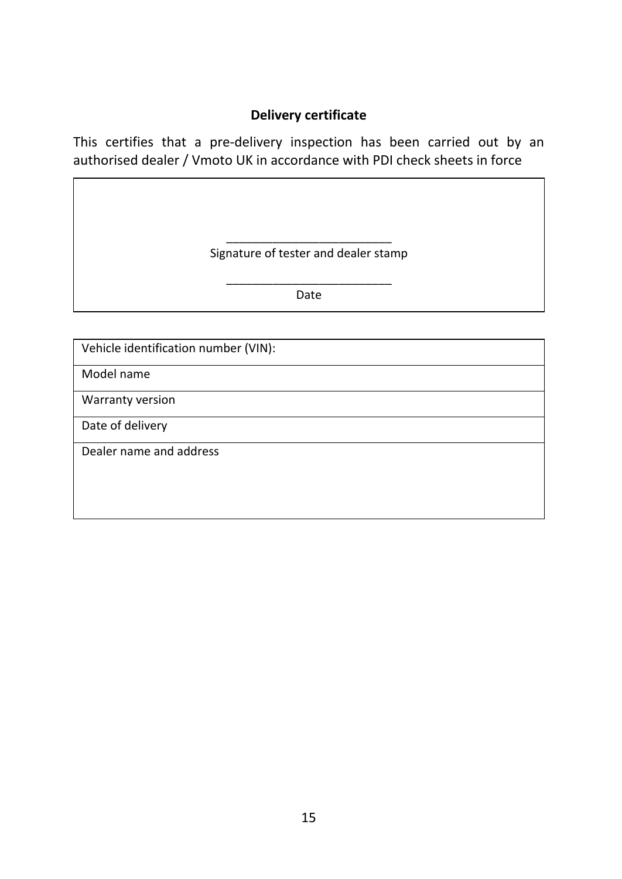## Delivery certificate

This certifies that a pre-delivery inspection has been carried out by an authorised dealer / Vmoto UK in accordance with PDI check sheets in force

_________________________
Signature of tester and dealer stamp

_________________________
Date

| Vehicle identification number (VIN): |
|---|
| Model name |
| Warranty version |
| Date of delivery |
| Dealer name and address |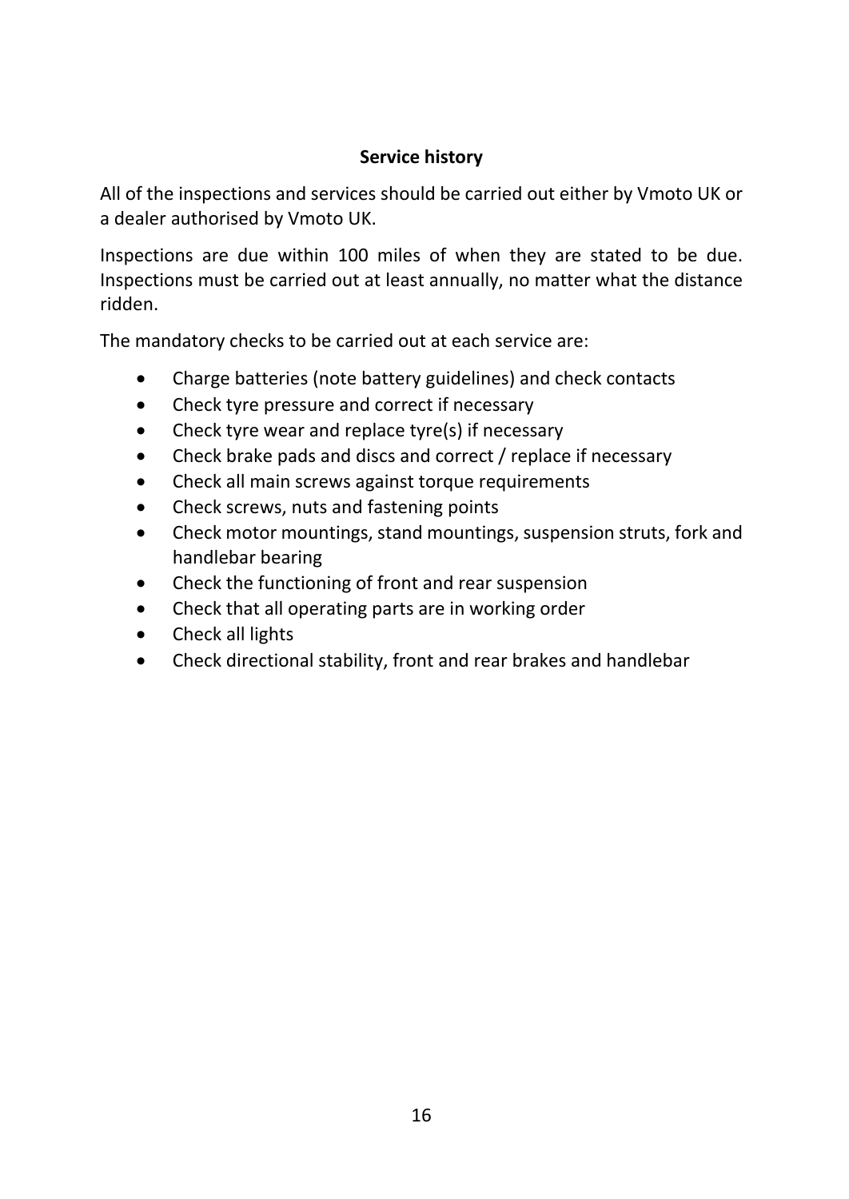## Service history

All of the inspections and services should be carried out either by Vmoto UK or a dealer authorised by Vmoto UK.

Inspections are due within 100 miles of when they are stated to be due. Inspections must be carried out at least annually, no matter what the distance ridden.

The mandatory checks to be carried out at each service are:

- Charge batteries (note battery guidelines) and check contacts
- Check tyre pressure and correct if necessary
- Check tyre wear and replace tyre(s) if necessary
- Check brake pads and discs and correct / replace if necessary
- Check all main screws against torque requirements
- Check screws, nuts and fastening points
- Check motor mountings, stand mountings, suspension struts, fork and handlebar bearing
- Check the functioning of front and rear suspension
- Check that all operating parts are in working order
- Check all lights
- Check directional stability, front and rear brakes and handlebar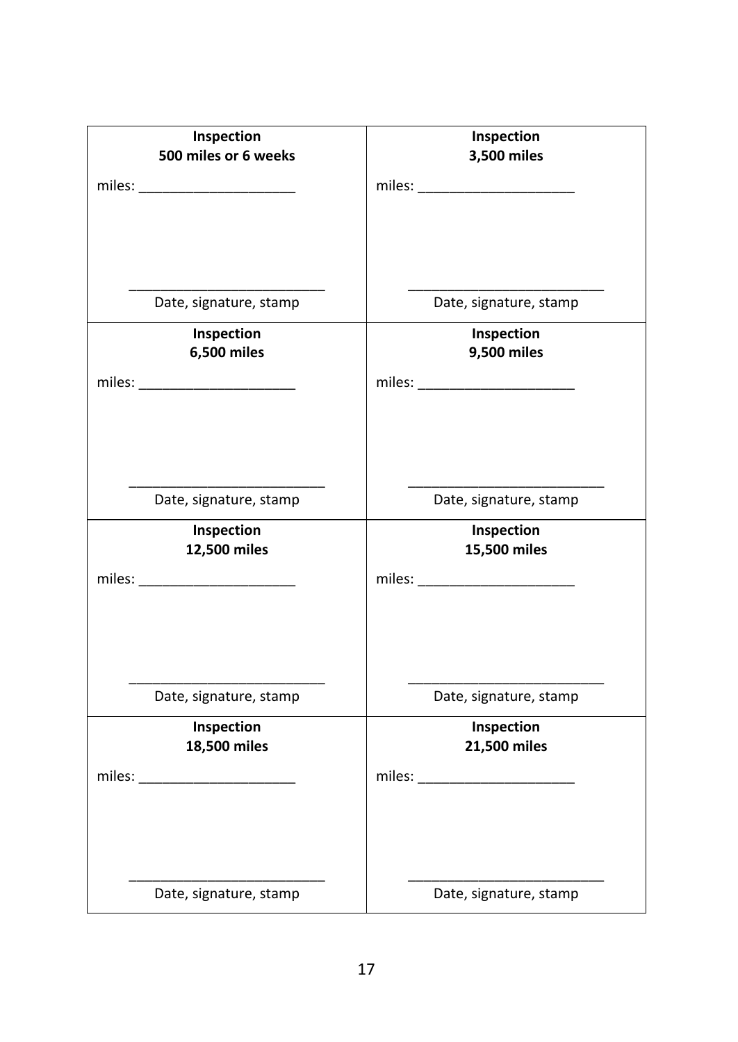| **Inspection**<br>**500 miles or 6 weeks**<br><br>miles: ____________________<br><br><br><br>_________________________<br>Date, signature, stamp | **Inspection**<br>**3,500 miles**<br><br>miles: ____________________<br><br><br><br>_________________________<br>Date, signature, stamp |
|---|---|
| **Inspection**<br>**6,500 miles**<br><br>miles: ____________________<br><br><br><br>_________________________<br>Date, signature, stamp | **Inspection**<br>**9,500 miles**<br><br>miles: ____________________<br><br><br><br>_________________________<br>Date, signature, stamp |
| **Inspection**<br>**12,500 miles**<br><br>miles: ____________________<br><br><br><br>_________________________<br>Date, signature, stamp | **Inspection**<br>**15,500 miles**<br><br>miles: ____________________<br><br><br><br>_________________________<br>Date, signature, stamp |
| **Inspection**<br>**18,500 miles**<br><br>miles: ____________________<br><br><br><br>_________________________<br>Date, signature, stamp | **Inspection**<br>**21,500 miles**<br><br>miles: ____________________<br><br><br><br>_________________________<br>Date, signature, stamp |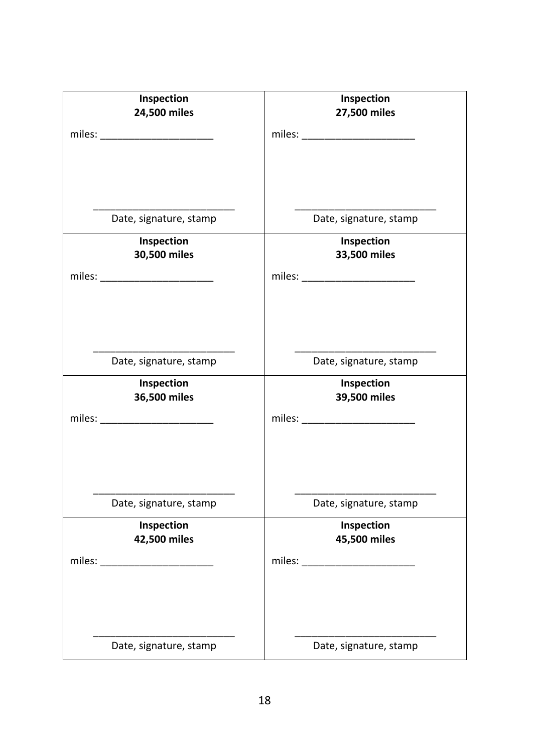| **Inspection**<br>**24,500 miles**<br><br>miles: ____________________<br><br><br><br>_________________________<br>Date, signature, stamp | **Inspection**<br>**27,500 miles**<br><br>miles: ____________________<br><br><br><br>_________________________<br>Date, signature, stamp |
|---|---|
| **Inspection**<br>**30,500 miles**<br><br>miles: ____________________<br><br><br><br>_________________________<br>Date, signature, stamp | **Inspection**<br>**33,500 miles**<br><br>miles: ____________________<br><br><br><br>_________________________<br>Date, signature, stamp |
| **Inspection**<br>**36,500 miles**<br><br>miles: ____________________<br><br><br><br>_________________________<br>Date, signature, stamp | **Inspection**<br>**39,500 miles**<br><br>miles: ____________________<br><br><br><br>_________________________<br>Date, signature, stamp |
| **Inspection**<br>**42,500 miles**<br><br>miles: ____________________<br><br><br><br>_________________________<br>Date, signature, stamp | **Inspection**<br>**45,500 miles**<br><br>miles: ____________________<br><br><br><br>_________________________<br>Date, signature, stamp |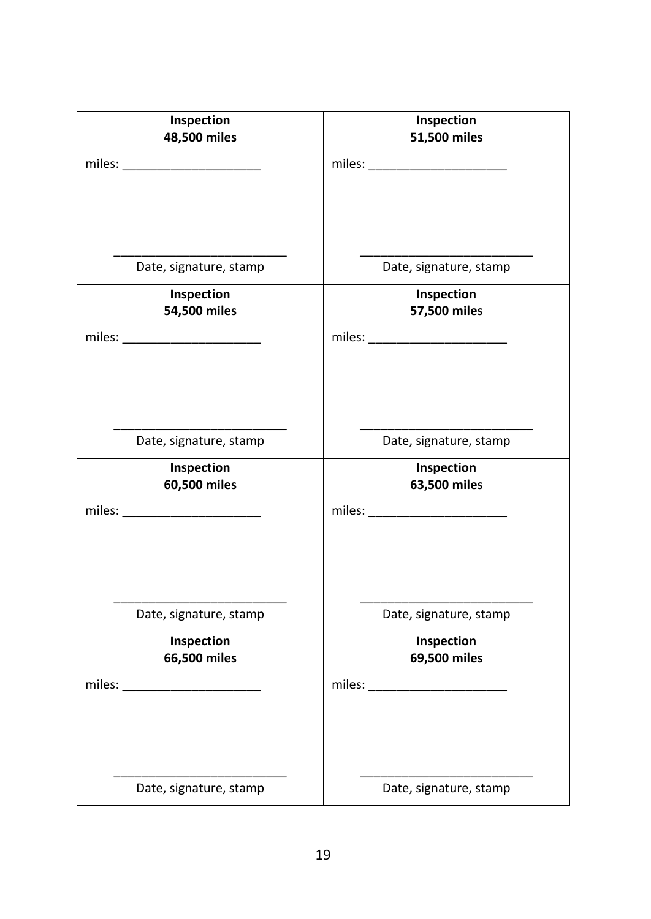| **Inspection**<br>**48,500 miles**<br><br>miles: ____________________<br><br><br><br>_________________________<br>Date, signature, stamp | **Inspection**<br>**51,500 miles**<br><br>miles: ____________________<br><br><br><br>_________________________<br>Date, signature, stamp |
|---|---|
| **Inspection**<br>**54,500 miles**<br><br>miles: ____________________<br><br><br><br>_________________________<br>Date, signature, stamp | **Inspection**<br>**57,500 miles**<br><br>miles: ____________________<br><br><br><br>_________________________<br>Date, signature, stamp |
| **Inspection**<br>**60,500 miles**<br><br>miles: ____________________<br><br><br><br>_________________________<br>Date, signature, stamp | **Inspection**<br>**63,500 miles**<br><br>miles: ____________________<br><br><br><br>_________________________<br>Date, signature, stamp |
| **Inspection**<br>**66,500 miles**<br><br>miles: ____________________<br><br><br><br>_________________________<br>Date, signature, stamp | **Inspection**<br>**69,500 miles**<br><br>miles: ____________________<br><br><br><br>_________________________<br>Date, signature, stamp |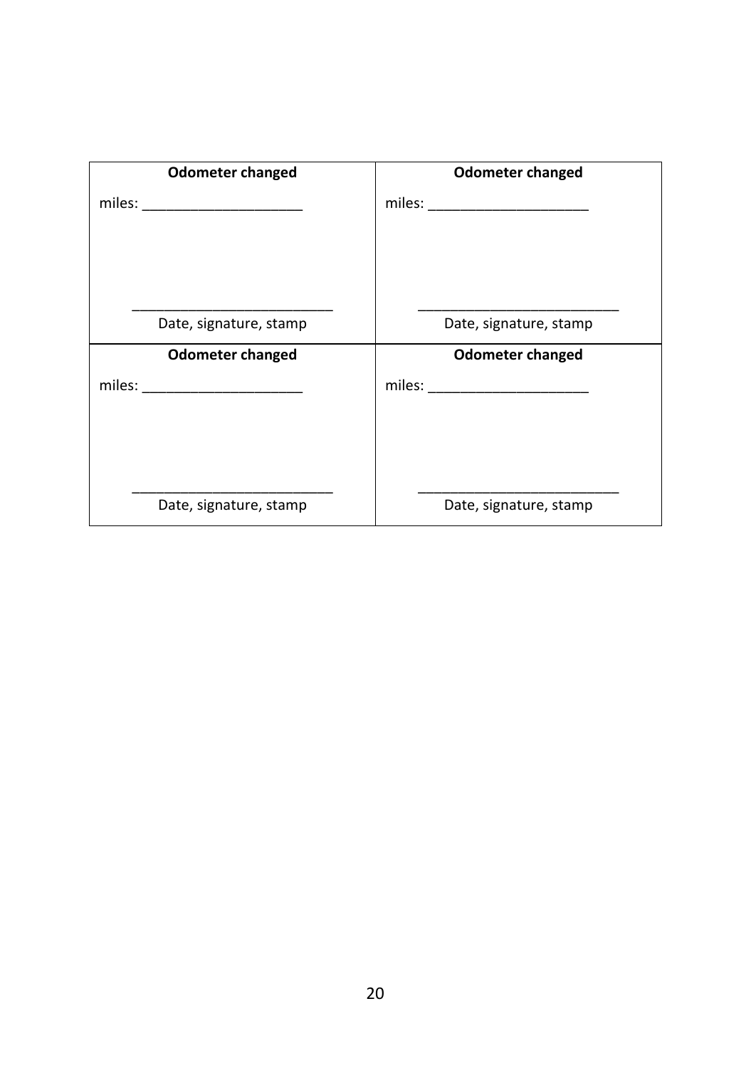| | |
|---|---|
| **Odometer changed**<br><br>miles: ____________________<br><br><br><br>__________________________<br>Date, signature, stamp | **Odometer changed**<br><br>miles: ____________________<br><br><br><br>__________________________<br>Date, signature, stamp |
| **Odometer changed**<br><br>miles: ____________________<br><br><br><br>__________________________<br>Date, signature, stamp | **Odometer changed**<br><br>miles: ____________________<br><br><br><br>__________________________<br>Date, signature, stamp |